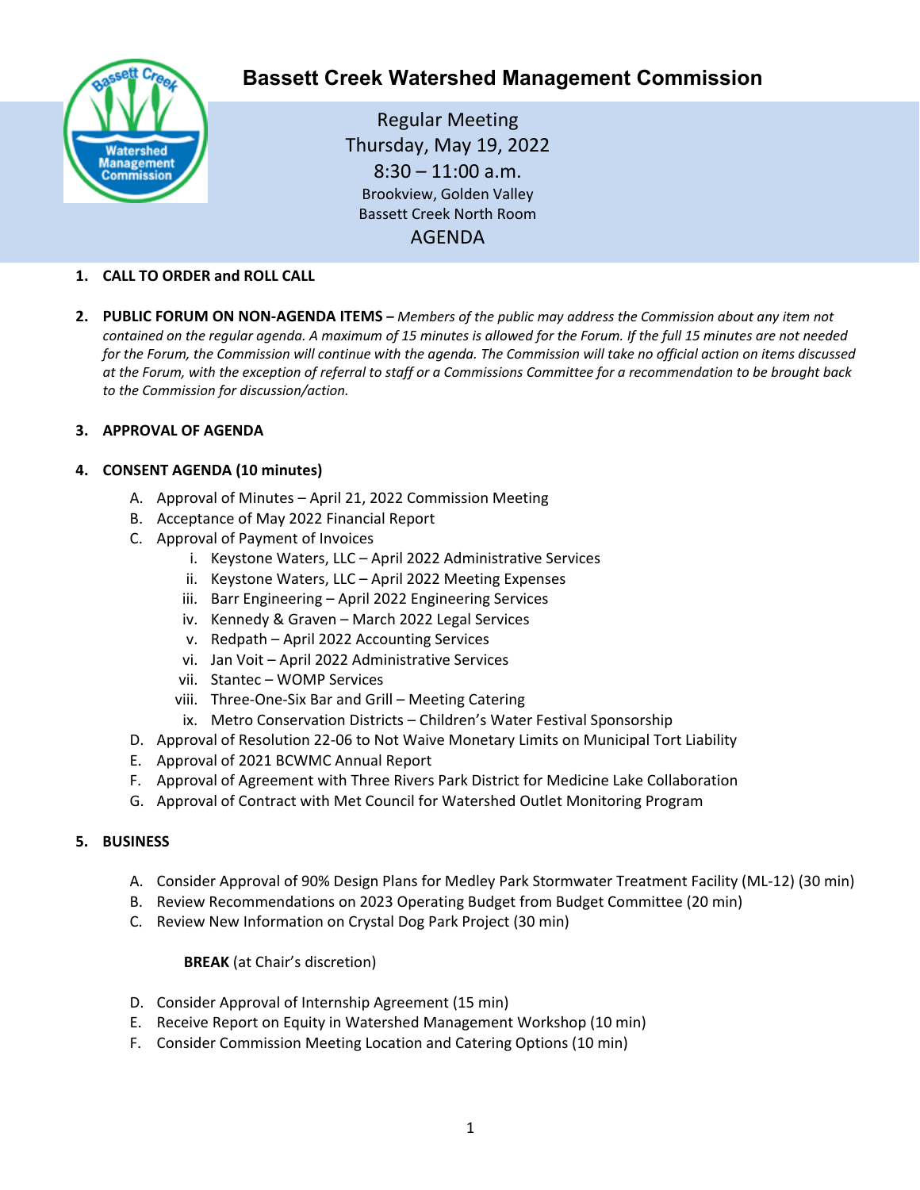# Bassett Creek Watershed Management Commission

Regular Meeting
Thursday, May 19, 2022
8:30 – 11:00 a.m.
Brookview, Golden Valley
Bassett Creek North Room
AGENDA

1. **CALL TO ORDER and ROLL CALL**

2. **PUBLIC FORUM ON NON-AGENDA ITEMS –** *Members of the public may address the Commission about any item not contained on the regular agenda. A maximum of 15 minutes is allowed for the Forum. If the full 15 minutes are not needed for the Forum, the Commission will continue with the agenda. The Commission will take no official action on items discussed at the Forum, with the exception of referral to staff or a Commissions Committee for a recommendation to be brought back to the Commission for discussion/action.*

3. **APPROVAL OF AGENDA**

4. **CONSENT AGENDA (10 minutes)**
   - A. Approval of Minutes – April 21, 2022 Commission Meeting
   - B. Acceptance of May 2022 Financial Report
   - C. Approval of Payment of Invoices
     - i. Keystone Waters, LLC – April 2022 Administrative Services
     - ii. Keystone Waters, LLC – April 2022 Meeting Expenses
     - iii. Barr Engineering – April 2022 Engineering Services
     - iv. Kennedy & Graven – March 2022 Legal Services
     - v. Redpath – April 2022 Accounting Services
     - vi. Jan Voit – April 2022 Administrative Services
     - vii. Stantec – WOMP Services
     - viii. Three-One-Six Bar and Grill – Meeting Catering
     - ix. Metro Conservation Districts – Children's Water Festival Sponsorship
   - D. Approval of Resolution 22-06 to Not Waive Monetary Limits on Municipal Tort Liability
   - E. Approval of 2021 BCWMC Annual Report
   - F. Approval of Agreement with Three Rivers Park District for Medicine Lake Collaboration
   - G. Approval of Contract with Met Council for Watershed Outlet Monitoring Program

5. **BUSINESS**
   - A. Consider Approval of 90% Design Plans for Medley Park Stormwater Treatment Facility (ML-12) (30 min)
   - B. Review Recommendations on 2023 Operating Budget from Budget Committee (20 min)
   - C. Review New Information on Crystal Dog Park Project (30 min)

     **BREAK** (at Chair's discretion)

   - D. Consider Approval of Internship Agreement (15 min)
   - E. Receive Report on Equity in Watershed Management Workshop (10 min)
   - F. Consider Commission Meeting Location and Catering Options (10 min)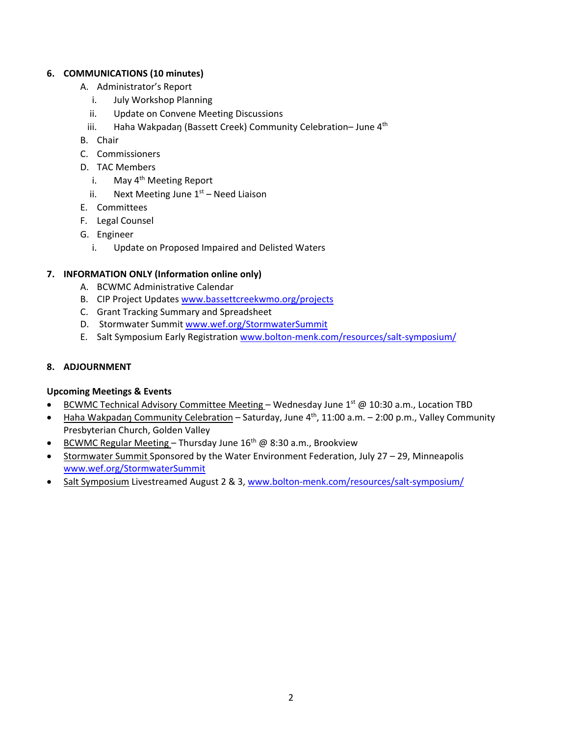6. **COMMUNICATIONS (10 minutes)**

   A. Administrator's Report
      i. July Workshop Planning
      ii. Update on Convene Meeting Discussions
      iii. Haha Wakpadaŋ (Bassett Creek) Community Celebration– June 4th

   B. Chair

   C. Commissioners

   D. TAC Members
      i. May 4th Meeting Report
      ii. Next Meeting June 1st – Need Liaison

   E. Committees

   F. Legal Counsel

   G. Engineer
      i. Update on Proposed Impaired and Delisted Waters

7. **INFORMATION ONLY (Information online only)**

   A. BCWMC Administrative Calendar

   B. CIP Project Updates www.bassettcreekwmo.org/projects

   C. Grant Tracking Summary and Spreadsheet

   D. Stormwater Summit www.wef.org/StormwaterSummit

   E. Salt Symposium Early Registration www.bolton-menk.com/resources/salt-symposium/

8. **ADJOURNMENT**

**Upcoming Meetings & Events**

- BCWMC Technical Advisory Committee Meeting – Wednesday June 1st @ 10:30 a.m., Location TBD
- Haha Wakpadaŋ Community Celebration – Saturday, June 4th, 11:00 a.m. – 2:00 p.m., Valley Community Presbyterian Church, Golden Valley
- BCWMC Regular Meeting – Thursday June 16th @ 8:30 a.m., Brookview
- Stormwater Summit Sponsored by the Water Environment Federation, July 27 – 29, Minneapolis www.wef.org/StormwaterSummit
- Salt Symposium Livestreamed August 2 & 3, www.bolton-menk.com/resources/salt-symposium/